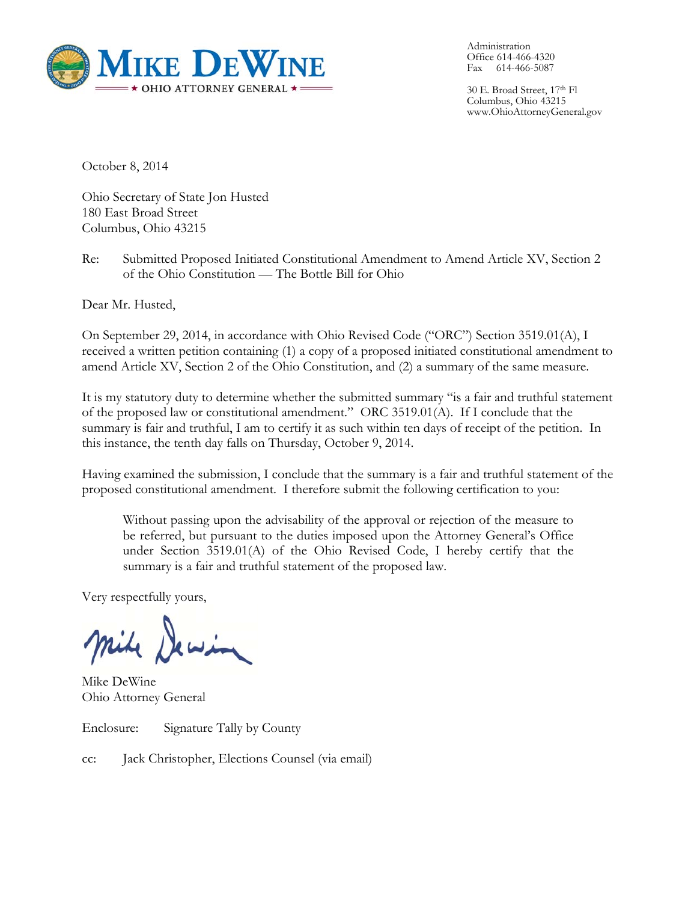**MIKE DEWINE**
★ OHIO ATTORNEY GENERAL ★

Administration
Office 614-466-4320
Fax 614-466-5087

30 E. Broad Street, 17th Fl
Columbus, Ohio 43215
www.OhioAttorneyGeneral.gov

October 8, 2014

Ohio Secretary of State Jon Husted
180 East Broad Street
Columbus, Ohio 43215

Re: Submitted Proposed Initiated Constitutional Amendment to Amend Article XV, Section 2 of the Ohio Constitution — The Bottle Bill for Ohio

Dear Mr. Husted,

On September 29, 2014, in accordance with Ohio Revised Code ("ORC") Section 3519.01(A), I received a written petition containing (1) a copy of a proposed initiated constitutional amendment to amend Article XV, Section 2 of the Ohio Constitution, and (2) a summary of the same measure.

It is my statutory duty to determine whether the submitted summary "is a fair and truthful statement of the proposed law or constitutional amendment." ORC 3519.01(A). If I conclude that the summary is fair and truthful, I am to certify it as such within ten days of receipt of the petition. In this instance, the tenth day falls on Thursday, October 9, 2014.

Having examined the submission, I conclude that the summary is a fair and truthful statement of the proposed constitutional amendment. I therefore submit the following certification to you:

> Without passing upon the advisability of the approval or rejection of the measure to be referred, but pursuant to the duties imposed upon the Attorney General's Office under Section 3519.01(A) of the Ohio Revised Code, I hereby certify that the summary is a fair and truthful statement of the proposed law.

Very respectfully yours,

Mike DeWine

Mike DeWine
Ohio Attorney General

Enclosure: Signature Tally by County

cc: Jack Christopher, Elections Counsel (via email)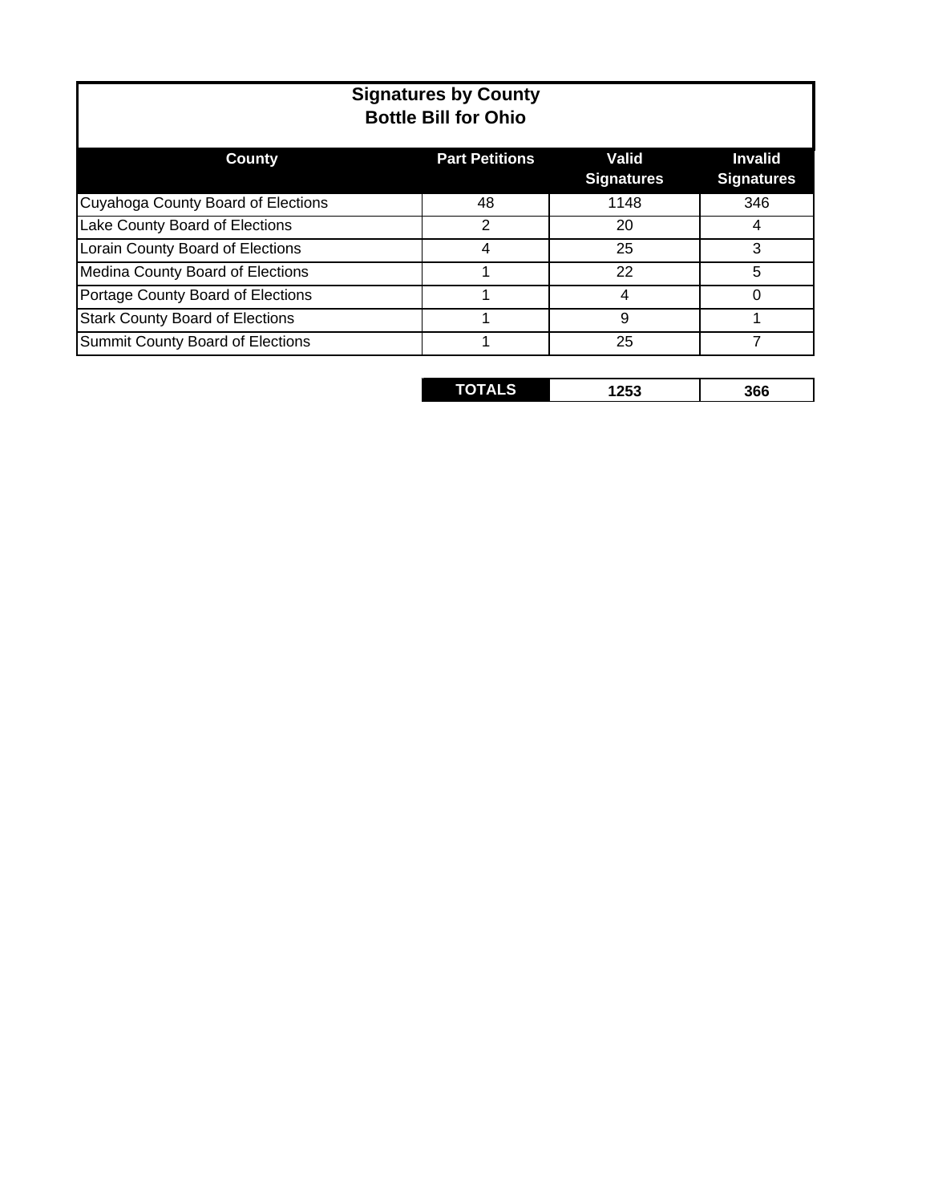## Signatures by County
### Bottle Bill for Ohio

| County | Part Petitions | Valid Signatures | Invalid Signatures |
|---|---|---|---|
| Cuyahoga County Board of Elections | 48 | 1148 | 346 |
| Lake County Board of Elections | 2 | 20 | 4 |
| Lorain County Board of Elections | 4 | 25 | 3 |
| Medina County Board of Elections | 1 | 22 | 5 |
| Portage County Board of Elections | 1 | 4 | 0 |
| Stark County Board of Elections | 1 | 9 | 1 |
| Summit County Board of Elections | 1 | 25 | 7 |
| | **TOTALS** | **1253** | **366** |